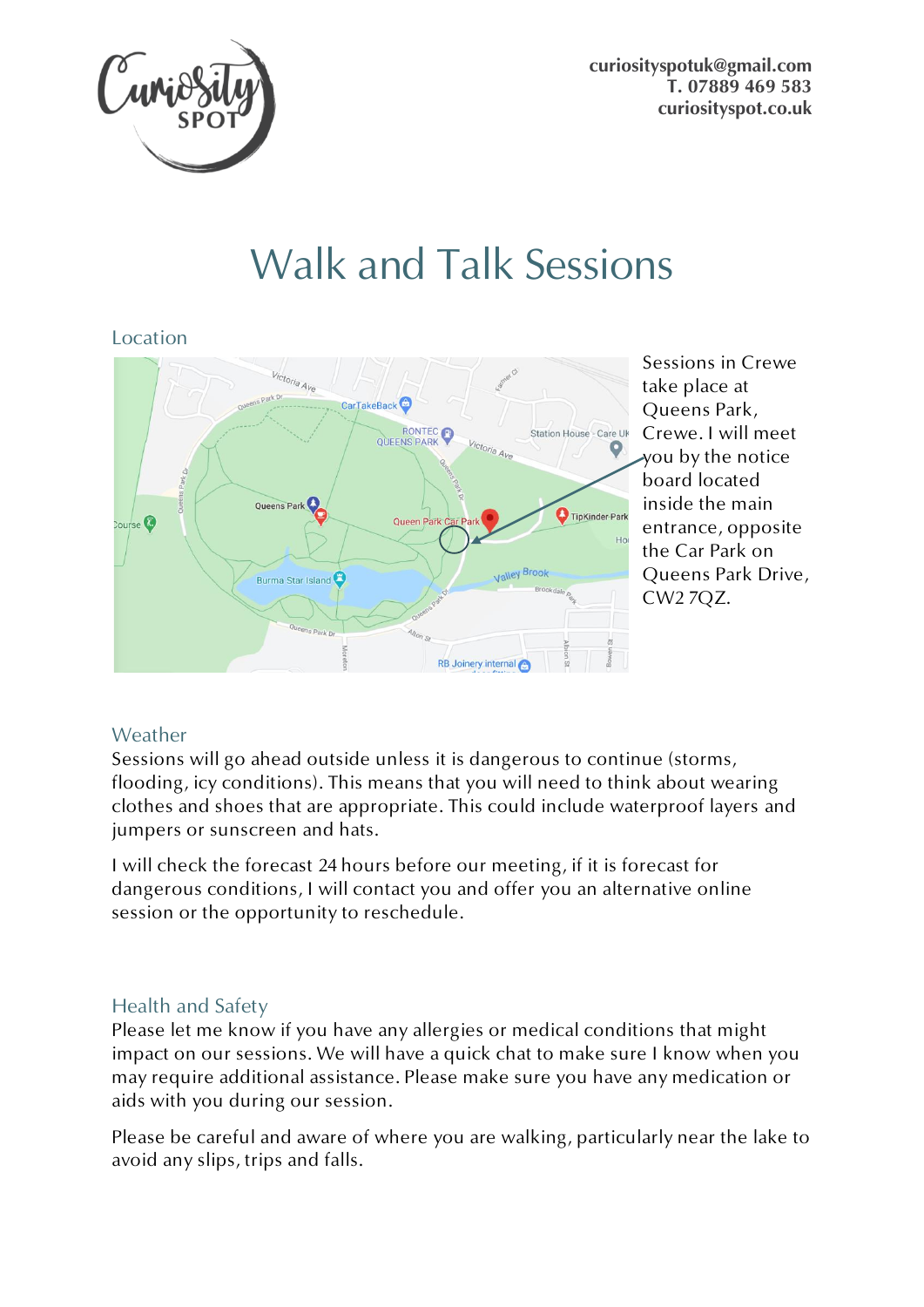curiosityspotuk@gmail.com
T. 07889 469 583
curiosityspot.co.uk

# Walk and Talk Sessions

## Location

Sessions in Crewe take place at Queens Park, Crewe. I will meet you by the notice board located inside the main entrance, opposite the Car Park on Queens Park Drive, CW2 7QZ.

## Weather

Sessions will go ahead outside unless it is dangerous to continue (storms, flooding, icy conditions). This means that you will need to think about wearing clothes and shoes that are appropriate. This could include waterproof layers and jumpers or sunscreen and hats.

I will check the forecast 24 hours before our meeting, if it is forecast for dangerous conditions, I will contact you and offer you an alternative online session or the opportunity to reschedule.

## Health and Safety

Please let me know if you have any allergies or medical conditions that might impact on our sessions. We will have a quick chat to make sure I know when you may require additional assistance. Please make sure you have any medication or aids with you during our session.

Please be careful and aware of where you are walking, particularly near the lake to avoid any slips, trips and falls.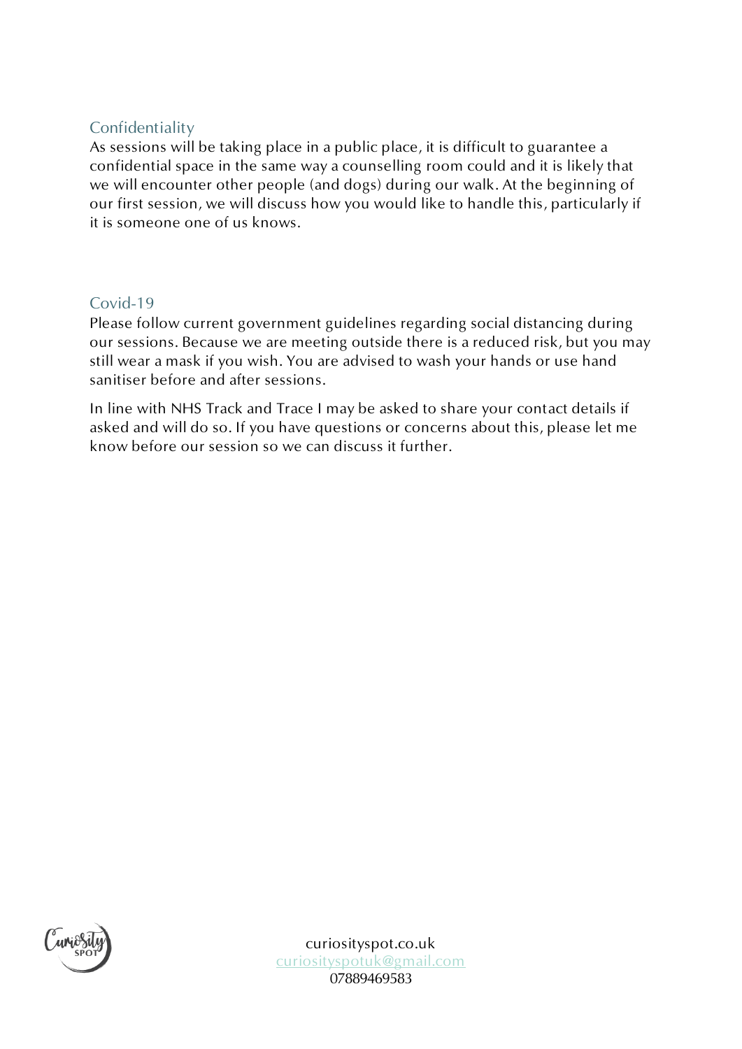## Confidentiality

As sessions will be taking place in a public place, it is difficult to guarantee a confidential space in the same way a counselling room could and it is likely that we will encounter other people (and dogs) during our walk. At the beginning of our first session, we will discuss how you would like to handle this, particularly if it is someone one of us knows.

## Covid-19

Please follow current government guidelines regarding social distancing during our sessions. Because we are meeting outside there is a reduced risk, but you may still wear a mask if you wish. You are advised to wash your hands or use hand sanitiser before and after sessions.

In line with NHS Track and Trace I may be asked to share your contact details if asked and will do so. If you have questions or concerns about this, please let me know before our session so we can discuss it further.